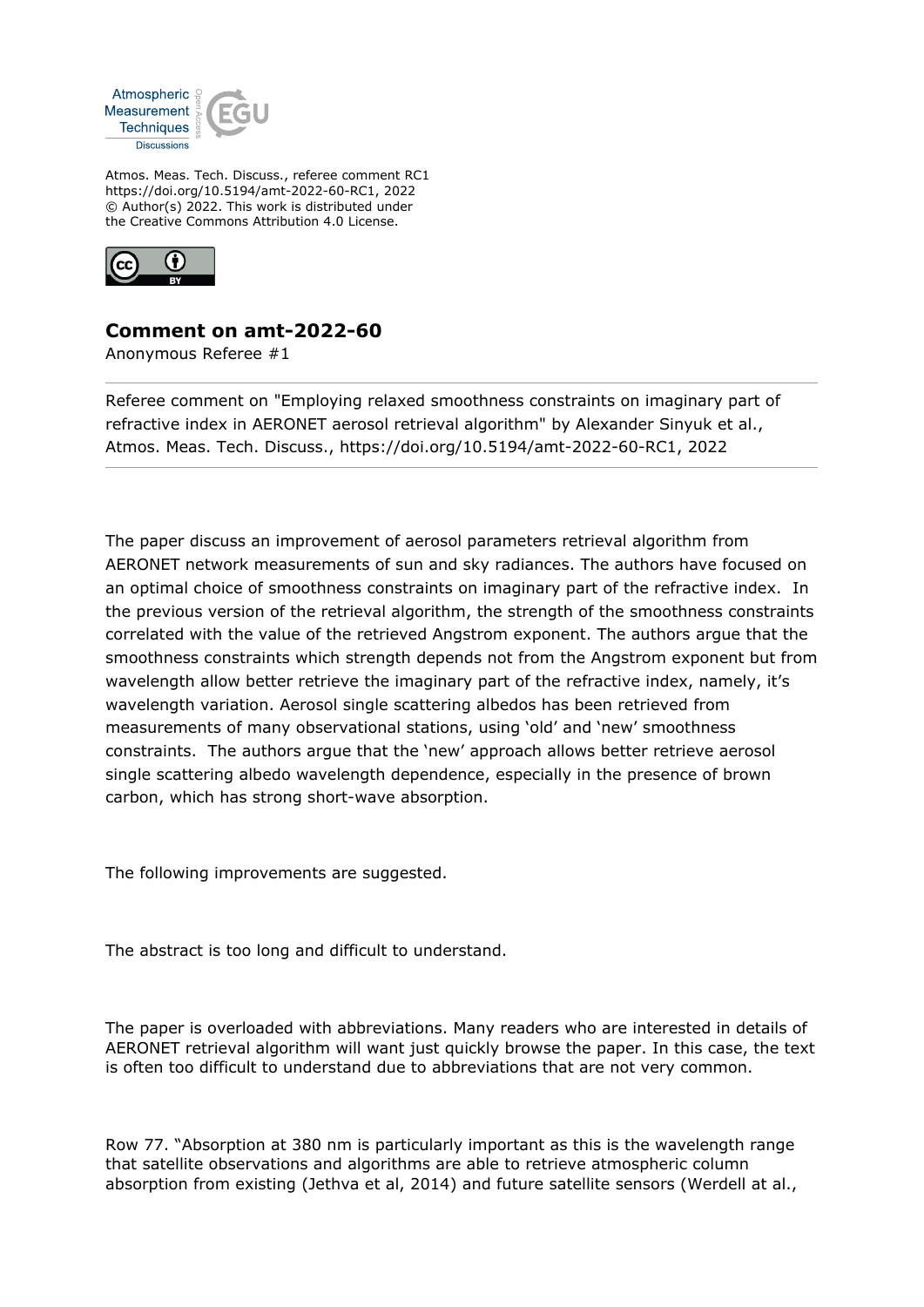Atmos. Meas. Tech. Discuss., referee comment RC1
https://doi.org/10.5194/amt-2022-60-RC1, 2022
© Author(s) 2022. This work is distributed under
the Creative Commons Attribution 4.0 License.

## Comment on amt-2022-60

Anonymous Referee #1

---

Referee comment on "Employing relaxed smoothness constraints on imaginary part of refractive index in AERONET aerosol retrieval algorithm" by Alexander Sinyuk et al., Atmos. Meas. Tech. Discuss., https://doi.org/10.5194/amt-2022-60-RC1, 2022

---

The paper discuss an improvement of aerosol parameters retrieval algorithm from AERONET network measurements of sun and sky radiances. The authors have focused on an optimal choice of smoothness constraints on imaginary part of the refractive index. In the previous version of the retrieval algorithm, the strength of the smoothness constraints correlated with the value of the retrieved Angstrom exponent. The authors argue that the smoothness constraints which strength depends not from the Angstrom exponent but from wavelength allow better retrieve the imaginary part of the refractive index, namely, it's wavelength variation. Aerosol single scattering albedos has been retrieved from measurements of many observational stations, using 'old' and 'new' smoothness constraints. The authors argue that the 'new' approach allows better retrieve aerosol single scattering albedo wavelength dependence, especially in the presence of brown carbon, which has strong short-wave absorption.

The following improvements are suggested.

The abstract is too long and difficult to understand.

The paper is overloaded with abbreviations. Many readers who are interested in details of AERONET retrieval algorithm will want just quickly browse the paper. In this case, the text is often too difficult to understand due to abbreviations that are not very common.

Row 77. "Absorption at 380 nm is particularly important as this is the wavelength range that satellite observations and algorithms are able to retrieve atmospheric column absorption from existing (Jethva et al, 2014) and future satellite sensors (Werdell at al.,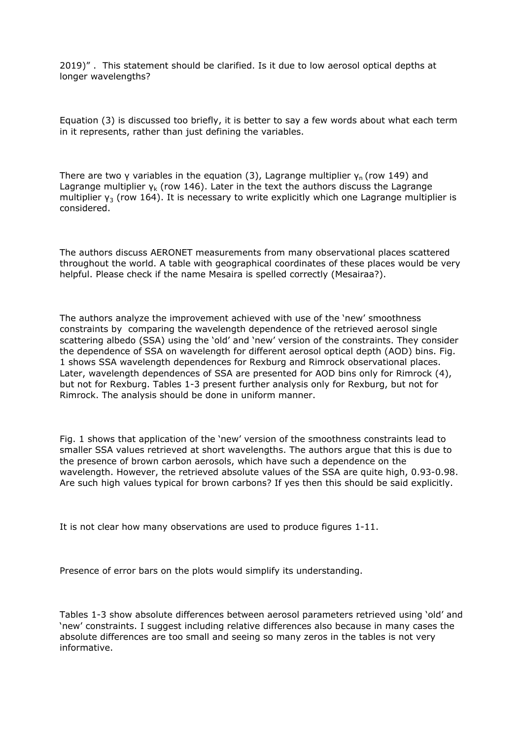2019)” . This statement should be clarified. Is it due to low aerosol optical depths at longer wavelengths?

Equation (3) is discussed too briefly, it is better to say a few words about what each term in it represents, rather than just defining the variables.

There are two γ variables in the equation (3), Lagrange multiplier $\gamma_n$ (row 149) and Lagrange multiplier $\gamma_k$ (row 146). Later in the text the authors discuss the Lagrange multiplier $\gamma_3$ (row 164). It is necessary to write explicitly which one Lagrange multiplier is considered.

The authors discuss AERONET measurements from many observational places scattered throughout the world. A table with geographical coordinates of these places would be very helpful. Please check if the name Mesaira is spelled correctly (Mesairaa?).

The authors analyze the improvement achieved with use of the ‘new’ smoothness constraints by comparing the wavelength dependence of the retrieved aerosol single scattering albedo (SSA) using the ‘old’ and ‘new’ version of the constraints. They consider the dependence of SSA on wavelength for different aerosol optical depth (AOD) bins. Fig. 1 shows SSA wavelength dependences for Rexburg and Rimrock observational places. Later, wavelength dependences of SSA are presented for AOD bins only for Rimrock (4), but not for Rexburg. Tables 1-3 present further analysis only for Rexburg, but not for Rimrock. The analysis should be done in uniform manner.

Fig. 1 shows that application of the ‘new’ version of the smoothness constraints lead to smaller SSA values retrieved at short wavelengths. The authors argue that this is due to the presence of brown carbon aerosols, which have such a dependence on the wavelength. However, the retrieved absolute values of the SSA are quite high, 0.93-0.98. Are such high values typical for brown carbons? If yes then this should be said explicitly.

It is not clear how many observations are used to produce figures 1-11.

Presence of error bars on the plots would simplify its understanding.

Tables 1-3 show absolute differences between aerosol parameters retrieved using ‘old’ and ‘new’ constraints. I suggest including relative differences also because in many cases the absolute differences are too small and seeing so many zeros in the tables is not very informative.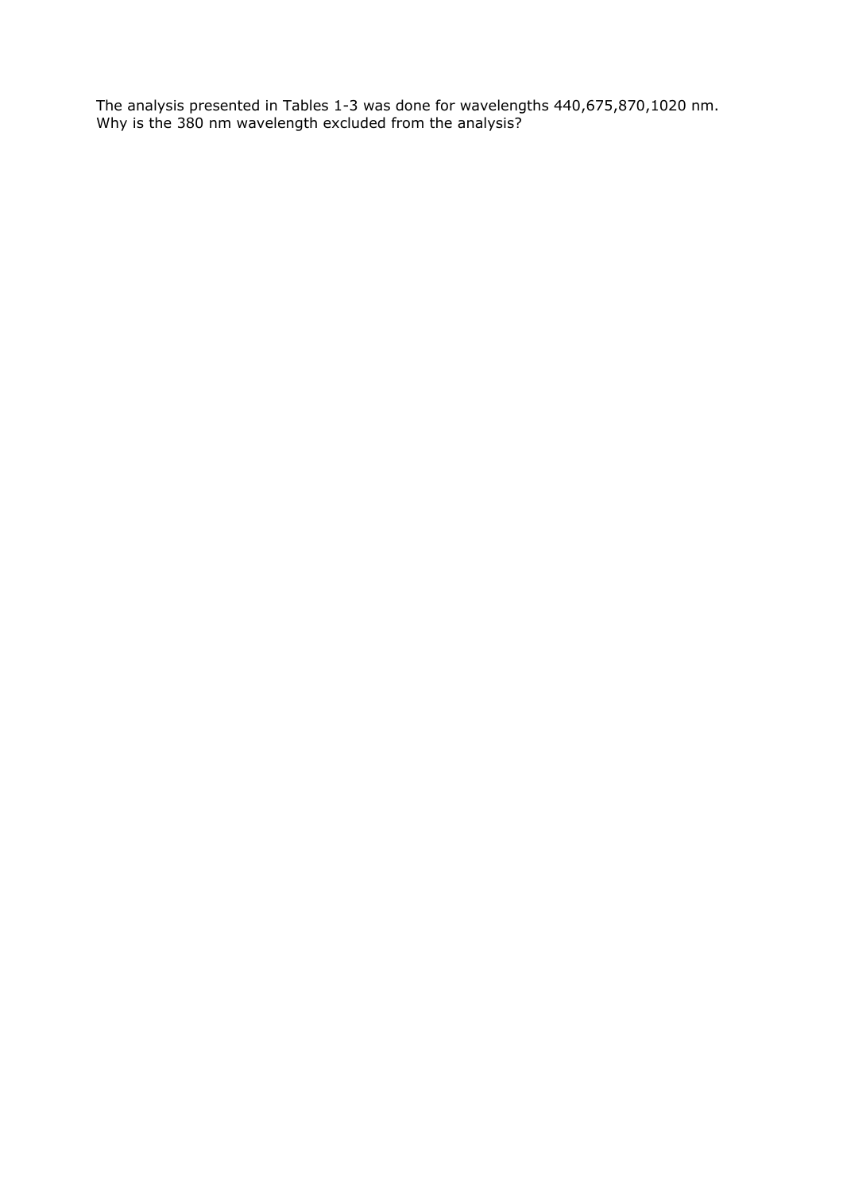The analysis presented in Tables 1-3 was done for wavelengths 440,675,870,1020 nm. Why is the 380 nm wavelength excluded from the analysis?